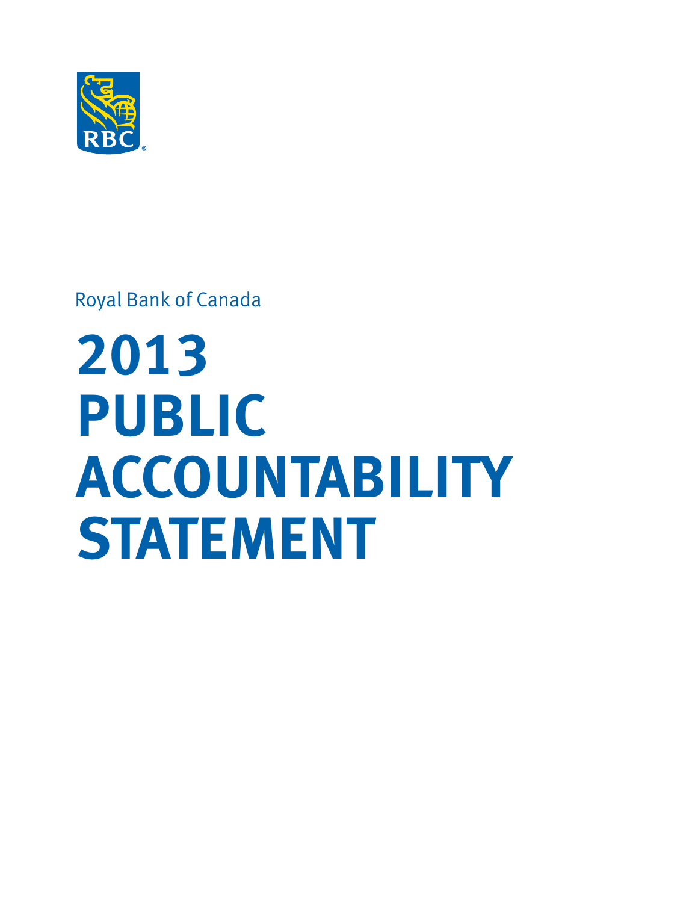Royal Bank of Canada

# 2013 PUBLIC ACCOUNTABILITY STATEMENT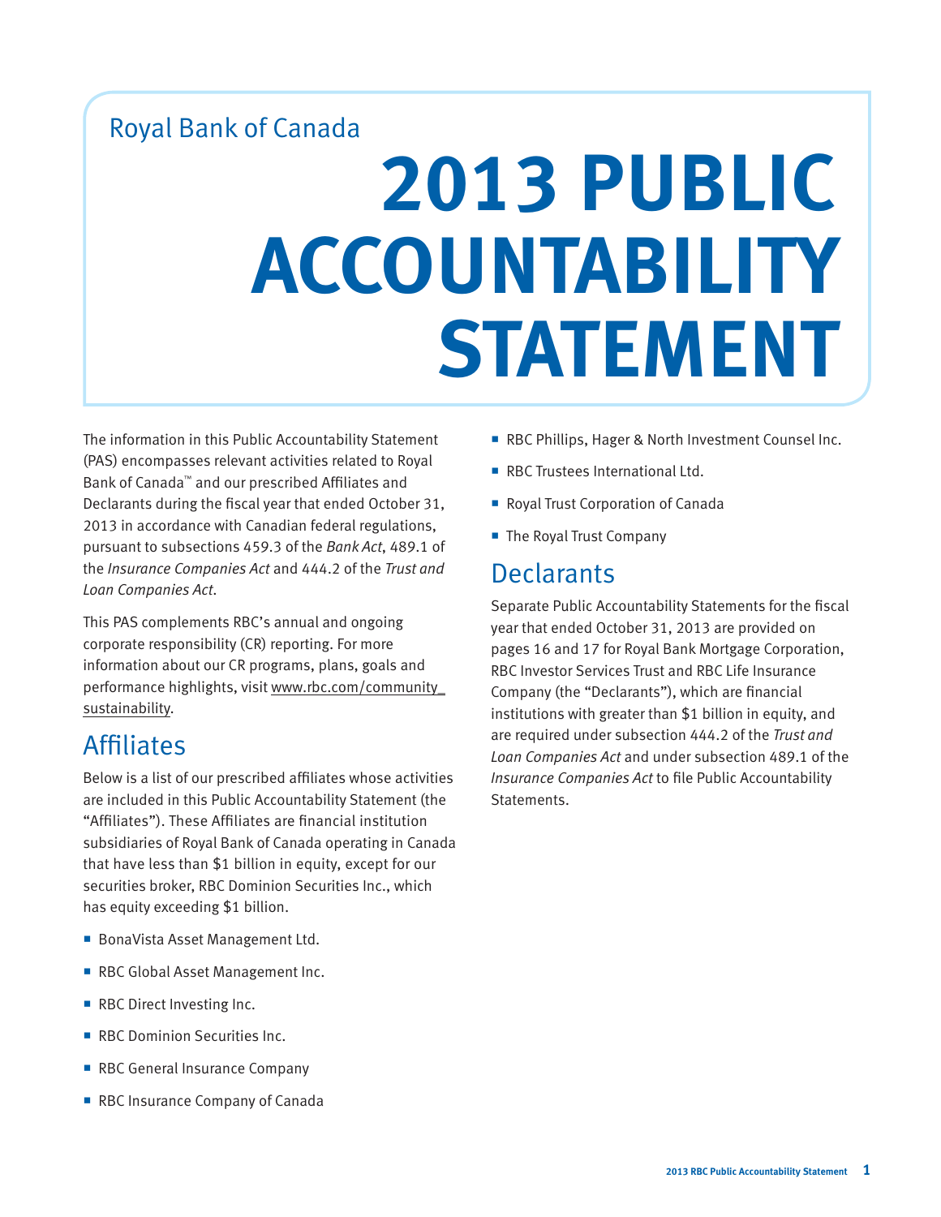Royal Bank of Canada

# 2013 PUBLIC ACCOUNTABILITY STATEMENT

The information in this Public Accountability Statement (PAS) encompasses relevant activities related to Royal Bank of Canada™ and our prescribed Affiliates and Declarants during the fiscal year that ended October 31, 2013 in accordance with Canadian federal regulations, pursuant to subsections 459.3 of the *Bank Act*, 489.1 of the *Insurance Companies Act* and 444.2 of the *Trust and Loan Companies Act*.

This PAS complements RBC's annual and ongoing corporate responsibility (CR) reporting. For more information about our CR programs, plans, goals and performance highlights, visit www.rbc.com/community_sustainability.

## Affiliates

Below is a list of our prescribed affiliates whose activities are included in this Public Accountability Statement (the "Affiliates"). These Affiliates are financial institution subsidiaries of Royal Bank of Canada operating in Canada that have less than $1 billion in equity, except for our securities broker, RBC Dominion Securities Inc., which has equity exceeding $1 billion.

- BonaVista Asset Management Ltd.
- RBC Global Asset Management Inc.
- RBC Direct Investing Inc.
- RBC Dominion Securities Inc.
- RBC General Insurance Company
- RBC Insurance Company of Canada
- RBC Phillips, Hager & North Investment Counsel Inc.
- RBC Trustees International Ltd.
- Royal Trust Corporation of Canada
- The Royal Trust Company

## Declarants

Separate Public Accountability Statements for the fiscal year that ended October 31, 2013 are provided on pages 16 and 17 for Royal Bank Mortgage Corporation, RBC Investor Services Trust and RBC Life Insurance Company (the "Declarants"), which are financial institutions with greater than $1 billion in equity, and are required under subsection 444.2 of the *Trust and Loan Companies Act* and under subsection 489.1 of the *Insurance Companies Act* to file Public Accountability Statements.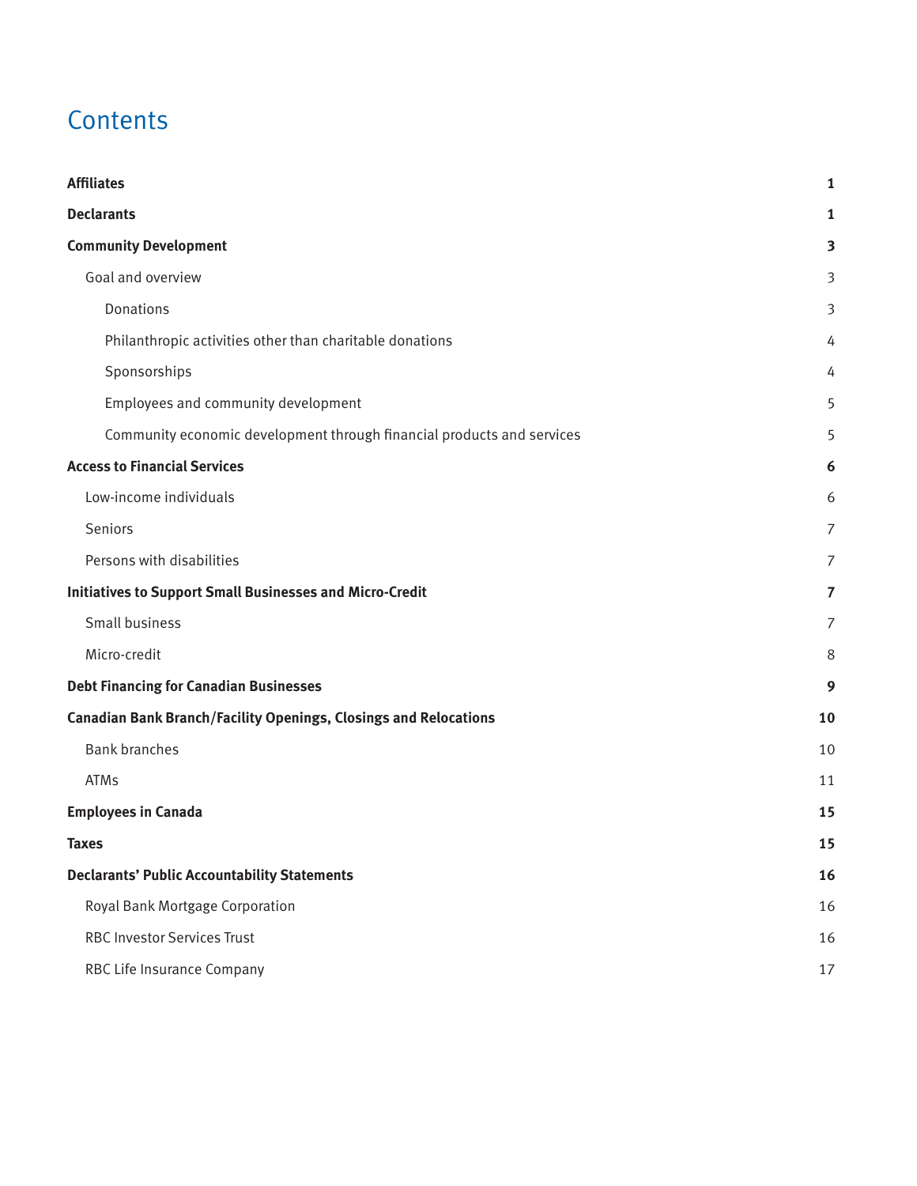# Contents

| | |
|---|---|
| **Affiliates** | **1** |
| **Declarants** | **1** |
| **Community Development** | **3** |
| Goal and overview | 3 |
| Donations | 3 |
| Philanthropic activities other than charitable donations | 4 |
| Sponsorships | 4 |
| Employees and community development | 5 |
| Community economic development through financial products and services | 5 |
| **Access to Financial Services** | **6** |
| Low-income individuals | 6 |
| Seniors | 7 |
| Persons with disabilities | 7 |
| **Initiatives to Support Small Businesses and Micro-Credit** | **7** |
| Small business | 7 |
| Micro-credit | 8 |
| **Debt Financing for Canadian Businesses** | **9** |
| **Canadian Bank Branch/Facility Openings, Closings and Relocations** | **10** |
| Bank branches | 10 |
| ATMs | 11 |
| **Employees in Canada** | **15** |
| **Taxes** | **15** |
| **Declarants' Public Accountability Statements** | **16** |
| Royal Bank Mortgage Corporation | 16 |
| RBC Investor Services Trust | 16 |
| RBC Life Insurance Company | 17 |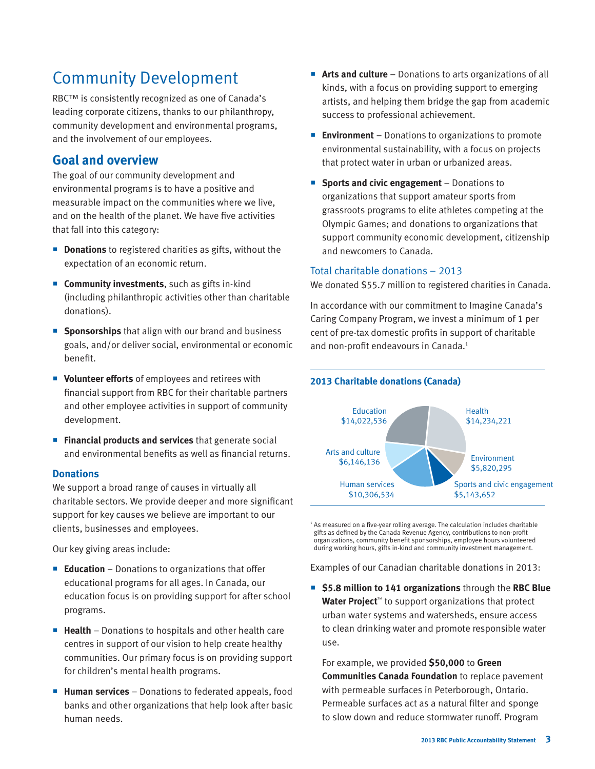# Community Development

RBC™ is consistently recognized as one of Canada's leading corporate citizens, thanks to our philanthropy, community development and environmental programs, and the involvement of our employees.

## Goal and overview

The goal of our community development and environmental programs is to have a positive and measurable impact on the communities where we live, and on the health of the planet. We have five activities that fall into this category:

- **Donations** to registered charities as gifts, without the expectation of an economic return.
- **Community investments**, such as gifts in-kind (including philanthropic activities other than charitable donations).
- **Sponsorships** that align with our brand and business goals, and/or deliver social, environmental or economic benefit.
- **Volunteer efforts** of employees and retirees with financial support from RBC for their charitable partners and other employee activities in support of community development.
- **Financial products and services** that generate social and environmental benefits as well as financial returns.

### Donations

We support a broad range of causes in virtually all charitable sectors. We provide deeper and more significant support for key causes we believe are important to our clients, businesses and employees.

Our key giving areas include:

- **Education** – Donations to organizations that offer educational programs for all ages. In Canada, our education focus is on providing support for after school programs.
- **Health** – Donations to hospitals and other health care centres in support of our vision to help create healthy communities. Our primary focus is on providing support for children's mental health programs.
- **Human services** – Donations to federated appeals, food banks and other organizations that help look after basic human needs.
- **Arts and culture** – Donations to arts organizations of all kinds, with a focus on providing support to emerging artists, and helping them bridge the gap from academic success to professional achievement.
- **Environment** – Donations to organizations to promote environmental sustainability, with a focus on projects that protect water in urban or urbanized areas.
- **Sports and civic engagement** – Donations to organizations that support amateur sports from grassroots programs to elite athletes competing at the Olympic Games; and donations to organizations that support community economic development, citizenship and newcomers to Canada.

### Total charitable donations – 2013

We donated $55.7 million to registered charities in Canada.

In accordance with our commitment to Imagine Canada's Caring Company Program, we invest a minimum of 1 per cent of pre-tax domestic profits in support of charitable and non-profit endeavours in Canada.[1]

**2013 Charitable donations (Canada)**

| Category | Amount |
|---|---|
| Education | $14,022,536 |
| Health | $14,234,221 |
| Arts and culture | $6,146,136 |
| Environment | $5,820,295 |
| Human services | $10,306,534 |
| Sports and civic engagement | $5,143,652 |

[1] As measured on a five-year rolling average. The calculation includes charitable gifts as defined by the Canada Revenue Agency, contributions to non-profit organizations, community benefit sponsorships, employee hours volunteered during working hours, gifts in-kind and community investment management.

Examples of our Canadian charitable donations in 2013:

- **$5.8 million to 141 organizations** through the **RBC Blue Water Project**™ to support organizations that protect urban water systems and watersheds, ensure access to clean drinking water and promote responsible water use.

  For example, we provided **$50,000** to **Green Communities Canada Foundation** to replace pavement with permeable surfaces in Peterborough, Ontario. Permeable surfaces act as a natural filter and sponge to slow down and reduce stormwater runoff. Program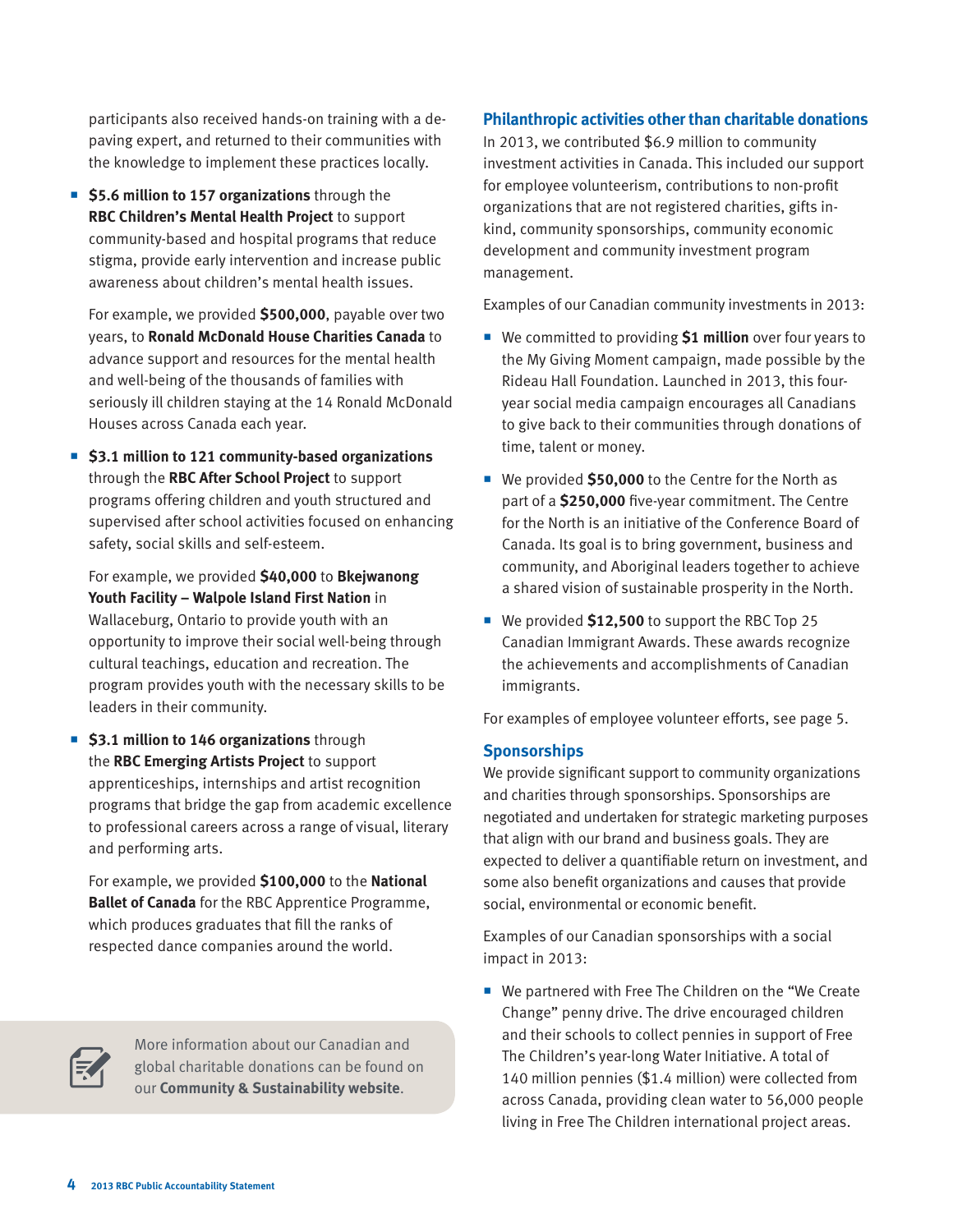participants also received hands-on training with a de-paving expert, and returned to their communities with the knowledge to implement these practices locally.

- **$5.6 million to 157 organizations** through the **RBC Children's Mental Health Project** to support community-based and hospital programs that reduce stigma, provide early intervention and increase public awareness about children's mental health issues.

  For example, we provided **$500,000**, payable over two years, to **Ronald McDonald House Charities Canada** to advance support and resources for the mental health and well-being of the thousands of families with seriously ill children staying at the 14 Ronald McDonald Houses across Canada each year.

- **$3.1 million to 121 community-based organizations** through the **RBC After School Project** to support programs offering children and youth structured and supervised after school activities focused on enhancing safety, social skills and self-esteem.

  For example, we provided **$40,000** to **Bkejwanong Youth Facility – Walpole Island First Nation** in Wallaceburg, Ontario to provide youth with an opportunity to improve their social well-being through cultural teachings, education and recreation. The program provides youth with the necessary skills to be leaders in their community.

- **$3.1 million to 146 organizations** through the **RBC Emerging Artists Project** to support apprenticeships, internships and artist recognition programs that bridge the gap from academic excellence to professional careers across a range of visual, literary and performing arts.

  For example, we provided **$100,000** to the **National Ballet of Canada** for the RBC Apprentice Programme, which produces graduates that fill the ranks of respected dance companies around the world.

More information about our Canadian and global charitable donations can be found on our **Community & Sustainability website**.

## Philanthropic activities other than charitable donations

In 2013, we contributed $6.9 million to community investment activities in Canada. This included our support for employee volunteerism, contributions to non-profit organizations that are not registered charities, gifts in-kind, community sponsorships, community economic development and community investment program management.

Examples of our Canadian community investments in 2013:

- We committed to providing **$1 million** over four years to the My Giving Moment campaign, made possible by the Rideau Hall Foundation. Launched in 2013, this four-year social media campaign encourages all Canadians to give back to their communities through donations of time, talent or money.
- We provided **$50,000** to the Centre for the North as part of a **$250,000** five-year commitment. The Centre for the North is an initiative of the Conference Board of Canada. Its goal is to bring government, business and community, and Aboriginal leaders together to achieve a shared vision of sustainable prosperity in the North.
- We provided **$12,500** to support the RBC Top 25 Canadian Immigrant Awards. These awards recognize the achievements and accomplishments of Canadian immigrants.

For examples of employee volunteer efforts, see page 5.

## Sponsorships

We provide significant support to community organizations and charities through sponsorships. Sponsorships are negotiated and undertaken for strategic marketing purposes that align with our brand and business goals. They are expected to deliver a quantifiable return on investment, and some also benefit organizations and causes that provide social, environmental or economic benefit.

Examples of our Canadian sponsorships with a social impact in 2013:

- We partnered with Free The Children on the "We Create Change" penny drive. The drive encouraged children and their schools to collect pennies in support of Free The Children's year-long Water Initiative. A total of 140 million pennies ($1.4 million) were collected from across Canada, providing clean water to 56,000 people living in Free The Children international project areas.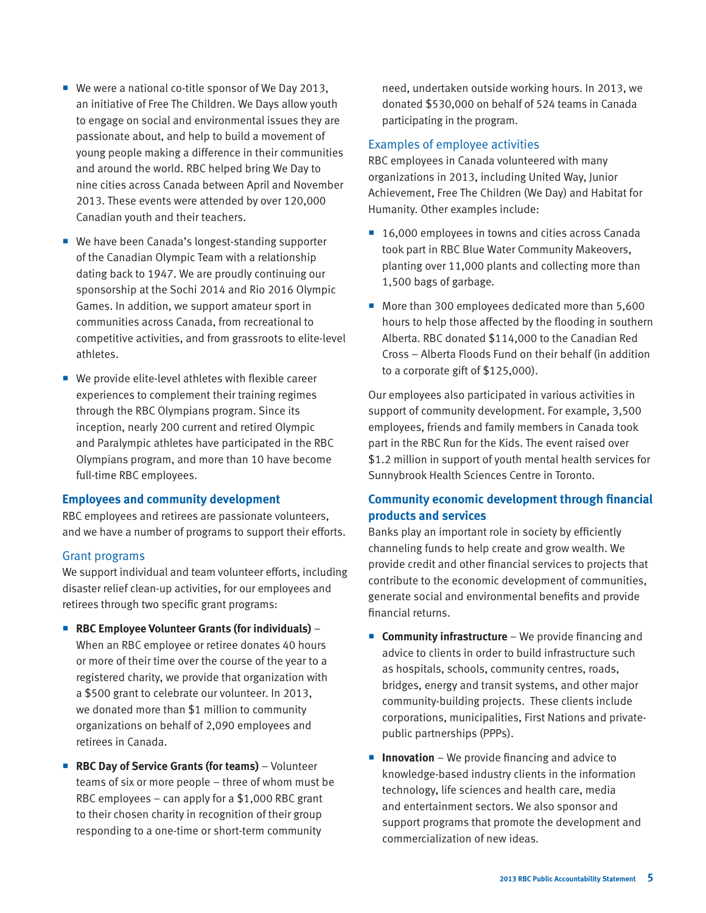- We were a national co-title sponsor of We Day 2013, an initiative of Free The Children. We Days allow youth to engage on social and environmental issues they are passionate about, and help to build a movement of young people making a difference in their communities and around the world. RBC helped bring We Day to nine cities across Canada between April and November 2013. These events were attended by over 120,000 Canadian youth and their teachers.
- We have been Canada's longest-standing supporter of the Canadian Olympic Team with a relationship dating back to 1947. We are proudly continuing our sponsorship at the Sochi 2014 and Rio 2016 Olympic Games. In addition, we support amateur sport in communities across Canada, from recreational to competitive activities, and from grassroots to elite-level athletes.
- We provide elite-level athletes with flexible career experiences to complement their training regimes through the RBC Olympians program. Since its inception, nearly 200 current and retired Olympic and Paralympic athletes have participated in the RBC Olympians program, and more than 10 have become full-time RBC employees.

## Employees and community development

RBC employees and retirees are passionate volunteers, and we have a number of programs to support their efforts.

### Grant programs

We support individual and team volunteer efforts, including disaster relief clean-up activities, for our employees and retirees through two specific grant programs:

- **RBC Employee Volunteer Grants (for individuals)** – When an RBC employee or retiree donates 40 hours or more of their time over the course of the year to a registered charity, we provide that organization with a $500 grant to celebrate our volunteer. In 2013, we donated more than $1 million to community organizations on behalf of 2,090 employees and retirees in Canada.
- **RBC Day of Service Grants (for teams)** – Volunteer teams of six or more people – three of whom must be RBC employees – can apply for a $1,000 RBC grant to their chosen charity in recognition of their group responding to a one-time or short-term community need, undertaken outside working hours. In 2013, we donated $530,000 on behalf of 524 teams in Canada participating in the program.

### Examples of employee activities

RBC employees in Canada volunteered with many organizations in 2013, including United Way, Junior Achievement, Free The Children (We Day) and Habitat for Humanity. Other examples include:

- 16,000 employees in towns and cities across Canada took part in RBC Blue Water Community Makeovers, planting over 11,000 plants and collecting more than 1,500 bags of garbage.
- More than 300 employees dedicated more than 5,600 hours to help those affected by the flooding in southern Alberta. RBC donated $114,000 to the Canadian Red Cross – Alberta Floods Fund on their behalf (in addition to a corporate gift of $125,000).

Our employees also participated in various activities in support of community development. For example, 3,500 employees, friends and family members in Canada took part in the RBC Run for the Kids. The event raised over $1.2 million in support of youth mental health services for Sunnybrook Health Sciences Centre in Toronto.

## Community economic development through financial products and services

Banks play an important role in society by efficiently channeling funds to help create and grow wealth. We provide credit and other financial services to projects that contribute to the economic development of communities, generate social and environmental benefits and provide financial returns.

- **Community infrastructure** – We provide financing and advice to clients in order to build infrastructure such as hospitals, schools, community centres, roads, bridges, energy and transit systems, and other major community-building projects. These clients include corporations, municipalities, First Nations and private-public partnerships (PPPs).
- **Innovation** – We provide financing and advice to knowledge-based industry clients in the information technology, life sciences and health care, media and entertainment sectors. We also sponsor and support programs that promote the development and commercialization of new ideas.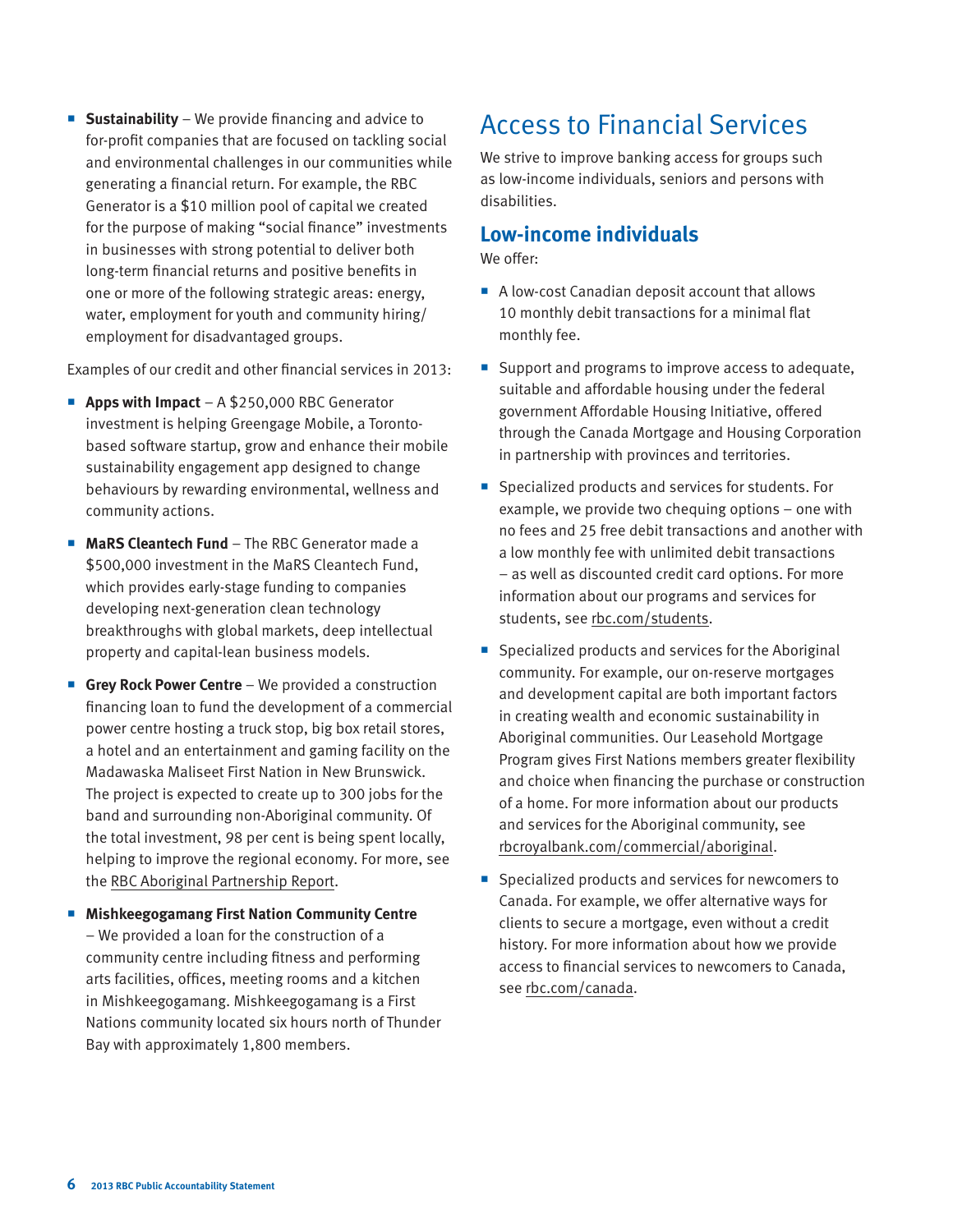- **Sustainability** – We provide financing and advice to for-profit companies that are focused on tackling social and environmental challenges in our communities while generating a financial return. For example, the RBC Generator is a $10 million pool of capital we created for the purpose of making "social finance" investments in businesses with strong potential to deliver both long-term financial returns and positive benefits in one or more of the following strategic areas: energy, water, employment for youth and community hiring/employment for disadvantaged groups.

Examples of our credit and other financial services in 2013:

- **Apps with Impact** – A $250,000 RBC Generator investment is helping Greengage Mobile, a Toronto-based software startup, grow and enhance their mobile sustainability engagement app designed to change behaviours by rewarding environmental, wellness and community actions.
- **MaRS Cleantech Fund** – The RBC Generator made a $500,000 investment in the MaRS Cleantech Fund, which provides early-stage funding to companies developing next-generation clean technology breakthroughs with global markets, deep intellectual property and capital-lean business models.
- **Grey Rock Power Centre** – We provided a construction financing loan to fund the development of a commercial power centre hosting a truck stop, big box retail stores, a hotel and an entertainment and gaming facility on the Madawaska Maliseet First Nation in New Brunswick. The project is expected to create up to 300 jobs for the band and surrounding non-Aboriginal community. Of the total investment, 98 per cent is being spent locally, helping to improve the regional economy. For more, see the RBC Aboriginal Partnership Report.
- **Mishkeegogamang First Nation Community Centre** – We provided a loan for the construction of a community centre including fitness and performing arts facilities, offices, meeting rooms and a kitchen in Mishkeegogamang. Mishkeegogamang is a First Nations community located six hours north of Thunder Bay with approximately 1,800 members.

# Access to Financial Services

We strive to improve banking access for groups such as low-income individuals, seniors and persons with disabilities.

## Low-income individuals

We offer:

- A low-cost Canadian deposit account that allows 10 monthly debit transactions for a minimal flat monthly fee.
- Support and programs to improve access to adequate, suitable and affordable housing under the federal government Affordable Housing Initiative, offered through the Canada Mortgage and Housing Corporation in partnership with provinces and territories.
- Specialized products and services for students. For example, we provide two chequing options – one with no fees and 25 free debit transactions and another with a low monthly fee with unlimited debit transactions – as well as discounted credit card options. For more information about our programs and services for students, see rbc.com/students.
- Specialized products and services for the Aboriginal community. For example, our on-reserve mortgages and development capital are both important factors in creating wealth and economic sustainability in Aboriginal communities. Our Leasehold Mortgage Program gives First Nations members greater flexibility and choice when financing the purchase or construction of a home. For more information about our products and services for the Aboriginal community, see rbcroyalbank.com/commercial/aboriginal.
- Specialized products and services for newcomers to Canada. For example, we offer alternative ways for clients to secure a mortgage, even without a credit history. For more information about how we provide access to financial services to newcomers to Canada, see rbc.com/canada.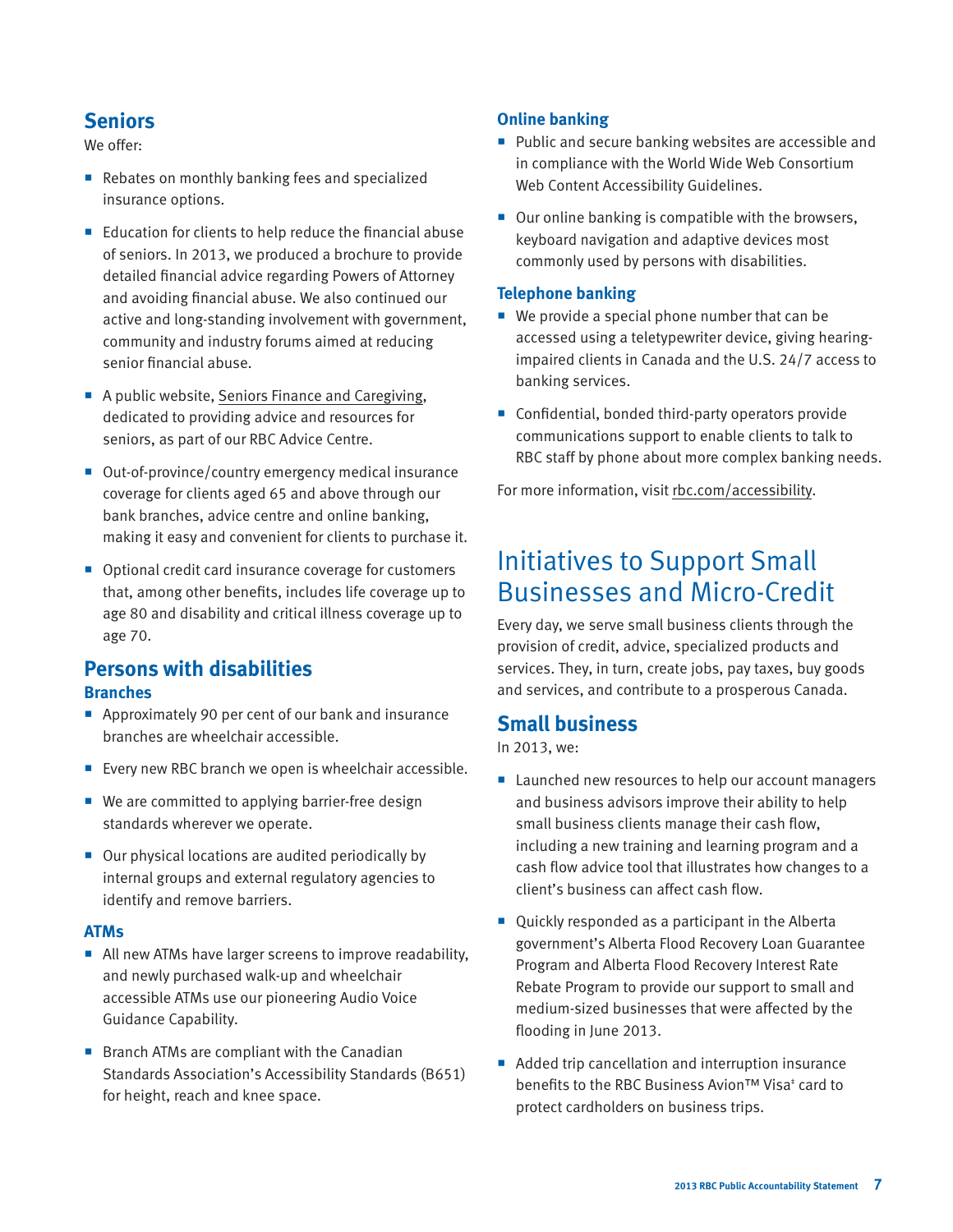## Seniors

We offer:

- Rebates on monthly banking fees and specialized insurance options.
- Education for clients to help reduce the financial abuse of seniors. In 2013, we produced a brochure to provide detailed financial advice regarding Powers of Attorney and avoiding financial abuse. We also continued our active and long-standing involvement with government, community and industry forums aimed at reducing senior financial abuse.
- A public website, Seniors Finance and Caregiving, dedicated to providing advice and resources for seniors, as part of our RBC Advice Centre.
- Out-of-province/country emergency medical insurance coverage for clients aged 65 and above through our bank branches, advice centre and online banking, making it easy and convenient for clients to purchase it.
- Optional credit card insurance coverage for customers that, among other benefits, includes life coverage up to age 80 and disability and critical illness coverage up to age 70.

## Persons with disabilities

### Branches

- Approximately 90 per cent of our bank and insurance branches are wheelchair accessible.
- Every new RBC branch we open is wheelchair accessible.
- We are committed to applying barrier-free design standards wherever we operate.
- Our physical locations are audited periodically by internal groups and external regulatory agencies to identify and remove barriers.

### ATMs

- All new ATMs have larger screens to improve readability, and newly purchased walk-up and wheelchair accessible ATMs use our pioneering Audio Voice Guidance Capability.
- Branch ATMs are compliant with the Canadian Standards Association's Accessibility Standards (B651) for height, reach and knee space.

### Online banking

- Public and secure banking websites are accessible and in compliance with the World Wide Web Consortium Web Content Accessibility Guidelines.
- Our online banking is compatible with the browsers, keyboard navigation and adaptive devices most commonly used by persons with disabilities.

### Telephone banking

- We provide a special phone number that can be accessed using a teletypewriter device, giving hearing-impaired clients in Canada and the U.S. 24/7 access to banking services.
- Confidential, bonded third-party operators provide communications support to enable clients to talk to RBC staff by phone about more complex banking needs.

For more information, visit rbc.com/accessibility.

# Initiatives to Support Small Businesses and Micro-Credit

Every day, we serve small business clients through the provision of credit, advice, specialized products and services. They, in turn, create jobs, pay taxes, buy goods and services, and contribute to a prosperous Canada.

## Small business

In 2013, we:

- Launched new resources to help our account managers and business advisors improve their ability to help small business clients manage their cash flow, including a new training and learning program and a cash flow advice tool that illustrates how changes to a client's business can affect cash flow.
- Quickly responded as a participant in the Alberta government's Alberta Flood Recovery Loan Guarantee Program and Alberta Flood Recovery Interest Rate Rebate Program to provide our support to small and medium-sized businesses that were affected by the flooding in June 2013.
- Added trip cancellation and interruption insurance benefits to the RBC Business Avion™ Visa‡ card to protect cardholders on business trips.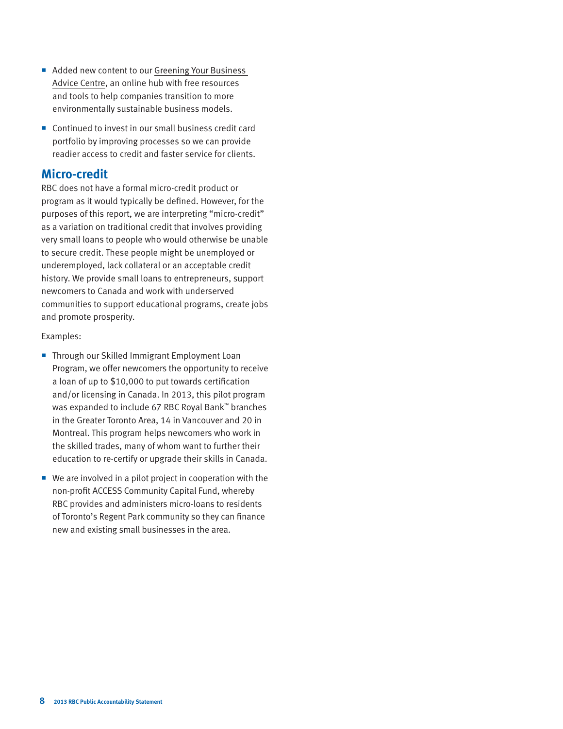- Added new content to our Greening Your Business Advice Centre, an online hub with free resources and tools to help companies transition to more environmentally sustainable business models.
- Continued to invest in our small business credit card portfolio by improving processes so we can provide readier access to credit and faster service for clients.

## Micro-credit

RBC does not have a formal micro-credit product or program as it would typically be defined. However, for the purposes of this report, we are interpreting "micro-credit" as a variation on traditional credit that involves providing very small loans to people who would otherwise be unable to secure credit. These people might be unemployed or underemployed, lack collateral or an acceptable credit history. We provide small loans to entrepreneurs, support newcomers to Canada and work with underserved communities to support educational programs, create jobs and promote prosperity.

Examples:

- Through our Skilled Immigrant Employment Loan Program, we offer newcomers the opportunity to receive a loan of up to $10,000 to put towards certification and/or licensing in Canada. In 2013, this pilot program was expanded to include 67 RBC Royal Bank™ branches in the Greater Toronto Area, 14 in Vancouver and 20 in Montreal. This program helps newcomers who work in the skilled trades, many of whom want to further their education to re-certify or upgrade their skills in Canada.
- We are involved in a pilot project in cooperation with the non-profit ACCESS Community Capital Fund, whereby RBC provides and administers micro-loans to residents of Toronto's Regent Park community so they can finance new and existing small businesses in the area.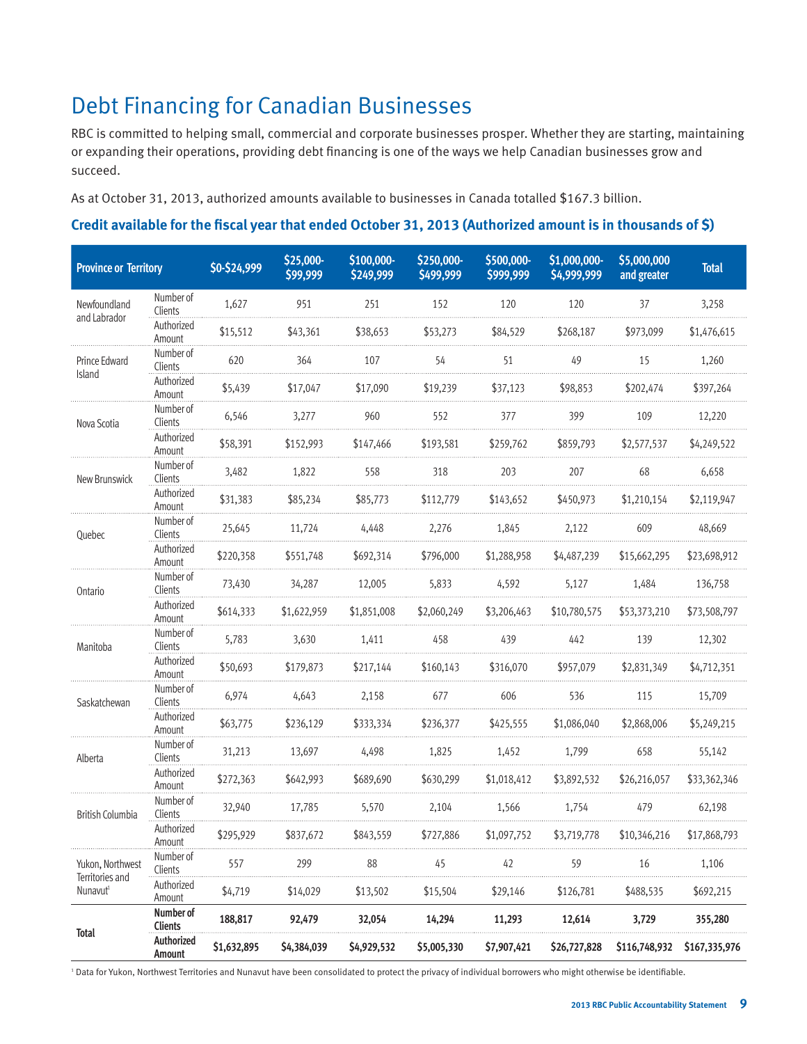# Debt Financing for Canadian Businesses

RBC is committed to helping small, commercial and corporate businesses prosper. Whether they are starting, maintaining or expanding their operations, providing debt financing is one of the ways we help Canadian businesses grow and succeed.

As at October 31, 2013, authorized amounts available to businesses in Canada totalled $167.3 billion.

**Credit available for the fiscal year that ended October 31, 2013 (Authorized amount is in thousands of $)**

| Province or Territory | | $0-$24,999 | $25,000-$99,999 | $100,000-$249,999 | $250,000-$499,999 | $500,000-$999,999 | $1,000,000-$4,999,999 | $5,000,000 and greater | Total |
|---|---|---|---|---|---|---|---|---|---|
| Newfoundland and Labrador | Number of Clients | 1,627 | 951 | 251 | 152 | 120 | 120 | 37 | 3,258 |
| | Authorized Amount | $15,512 | $43,361 | $38,653 | $53,273 | $84,529 | $268,187 | $973,099 | $1,476,615 |
| Prince Edward Island | Number of Clients | 620 | 364 | 107 | 54 | 51 | 49 | 15 | 1,260 |
| | Authorized Amount | $5,439 | $17,047 | $17,090 | $19,239 | $37,123 | $98,853 | $202,474 | $397,264 |
| Nova Scotia | Number of Clients | 6,546 | 3,277 | 960 | 552 | 377 | 399 | 109 | 12,220 |
| | Authorized Amount | $58,391 | $152,993 | $147,466 | $193,581 | $259,762 | $859,793 | $2,577,537 | $4,249,522 |
| New Brunswick | Number of Clients | 3,482 | 1,822 | 558 | 318 | 203 | 207 | 68 | 6,658 |
| | Authorized Amount | $31,383 | $85,234 | $85,773 | $112,779 | $143,652 | $450,973 | $1,210,154 | $2,119,947 |
| Quebec | Number of Clients | 25,645 | 11,724 | 4,448 | 2,276 | 1,845 | 2,122 | 609 | 48,669 |
| | Authorized Amount | $220,358 | $551,748 | $692,314 | $796,000 | $1,288,958 | $4,487,239 | $15,662,295 | $23,698,912 |
| Ontario | Number of Clients | 73,430 | 34,287 | 12,005 | 5,833 | 4,592 | 5,127 | 1,484 | 136,758 |
| | Authorized Amount | $614,333 | $1,622,959 | $1,851,008 | $2,060,249 | $3,206,463 | $10,780,575 | $53,373,210 | $73,508,797 |
| Manitoba | Number of Clients | 5,783 | 3,630 | 1,411 | 458 | 439 | 442 | 139 | 12,302 |
| | Authorized Amount | $50,693 | $179,873 | $217,144 | $160,143 | $316,070 | $957,079 | $2,831,349 | $4,712,351 |
| Saskatchewan | Number of Clients | 6,974 | 4,643 | 2,158 | 677 | 606 | 536 | 115 | 15,709 |
| | Authorized Amount | $63,775 | $236,129 | $333,334 | $236,377 | $425,555 | $1,086,040 | $2,868,006 | $5,249,215 |
| Alberta | Number of Clients | 31,213 | 13,697 | 4,498 | 1,825 | 1,452 | 1,799 | 658 | 55,142 |
| | Authorized Amount | $272,363 | $642,993 | $689,690 | $630,299 | $1,018,412 | $3,892,532 | $26,216,057 | $33,362,346 |
| British Columbia | Number of Clients | 32,940 | 17,785 | 5,570 | 2,104 | 1,566 | 1,754 | 479 | 62,198 |
| | Authorized Amount | $295,929 | $837,672 | $843,559 | $727,886 | $1,097,752 | $3,719,778 | $10,346,216 | $17,868,793 |
| Yukon, Northwest Territories and Nunavut[1] | Number of Clients | 557 | 299 | 88 | 45 | 42 | 59 | 16 | 1,106 |
| | Authorized Amount | $4,719 | $14,029 | $13,502 | $15,504 | $29,146 | $126,781 | $488,535 | $692,215 |
| **Total** | **Number of Clients** | **188,817** | **92,479** | **32,054** | **14,294** | **11,293** | **12,614** | **3,729** | **355,280** |
| | **Authorized Amount** | **$1,632,895** | **$4,384,039** | **$4,929,532** | **$5,005,330** | **$7,907,421** | **$26,727,828** | **$116,748,932** | **$167,335,976** |

[1] Data for Yukon, Northwest Territories and Nunavut have been consolidated to protect the privacy of individual borrowers who might otherwise be identifiable.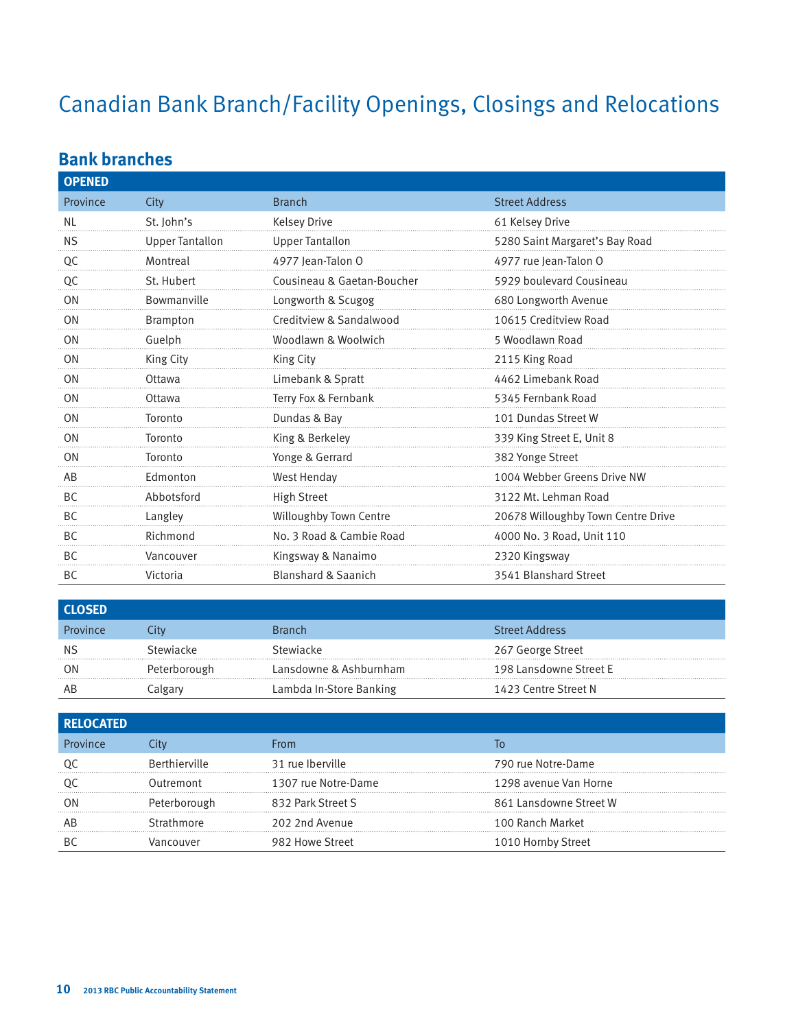# Canadian Bank Branch/Facility Openings, Closings and Relocations

## Bank branches

### OPENED

| Province | City | Branch | Street Address |
|---|---|---|---|
| NL | St. John's | Kelsey Drive | 61 Kelsey Drive |
| NS | Upper Tantallon | Upper Tantallon | 5280 Saint Margaret's Bay Road |
| QC | Montreal | 4977 Jean-Talon O | 4977 rue Jean-Talon O |
| QC | St. Hubert | Cousineau & Gaetan-Boucher | 5929 boulevard Cousineau |
| ON | Bowmanville | Longworth & Scugog | 680 Longworth Avenue |
| ON | Brampton | Creditview & Sandalwood | 10615 Creditview Road |
| ON | Guelph | Woodlawn & Woolwich | 5 Woodlawn Road |
| ON | King City | King City | 2115 King Road |
| ON | Ottawa | Limebank & Spratt | 4462 Limebank Road |
| ON | Ottawa | Terry Fox & Fernbank | 5345 Fernbank Road |
| ON | Toronto | Dundas & Bay | 101 Dundas Street W |
| ON | Toronto | King & Berkeley | 339 King Street E, Unit 8 |
| ON | Toronto | Yonge & Gerrard | 382 Yonge Street |
| AB | Edmonton | West Henday | 1004 Webber Greens Drive NW |
| BC | Abbotsford | High Street | 3122 Mt. Lehman Road |
| BC | Langley | Willoughby Town Centre | 20678 Willoughby Town Centre Drive |
| BC | Richmond | No. 3 Road & Cambie Road | 4000 No. 3 Road, Unit 110 |
| BC | Vancouver | Kingsway & Nanaimo | 2320 Kingsway |
| BC | Victoria | Blanshard & Saanich | 3541 Blanshard Street |

### CLOSED

| Province | City | Branch | Street Address |
|---|---|---|---|
| NS | Stewiacke | Stewiacke | 267 George Street |
| ON | Peterborough | Lansdowne & Ashburnham | 198 Lansdowne Street E |
| AB | Calgary | Lambda In-Store Banking | 1423 Centre Street N |

### RELOCATED

| Province | City | From | To |
|---|---|---|---|
| QC | Berthierville | 31 rue Iberville | 790 rue Notre-Dame |
| QC | Outremont | 1307 rue Notre-Dame | 1298 avenue Van Horne |
| ON | Peterborough | 832 Park Street S | 861 Lansdowne Street W |
| AB | Strathmore | 202 2nd Avenue | 100 Ranch Market |
| BC | Vancouver | 982 Howe Street | 1010 Hornby Street |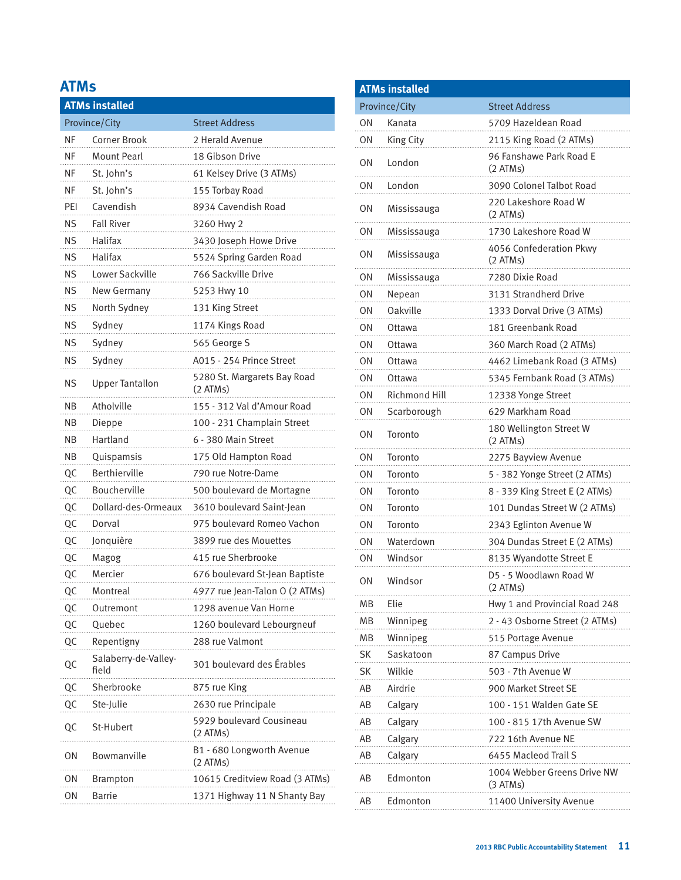## ATMs

### ATMs installed

| Province/City | | Street Address |
|---|---|---|
| NF | Corner Brook | 2 Herald Avenue |
| NF | Mount Pearl | 18 Gibson Drive |
| NF | St. John's | 61 Kelsey Drive (3 ATMs) |
| NF | St. John's | 155 Torbay Road |
| PEI | Cavendish | 8934 Cavendish Road |
| NS | Fall River | 3260 Hwy 2 |
| NS | Halifax | 3430 Joseph Howe Drive |
| NS | Halifax | 5524 Spring Garden Road |
| NS | Lower Sackville | 766 Sackville Drive |
| NS | New Germany | 5253 Hwy 10 |
| NS | North Sydney | 131 King Street |
| NS | Sydney | 1174 Kings Road |
| NS | Sydney | 565 George S |
| NS | Sydney | A015 - 254 Prince Street |
| NS | Upper Tantallon | 5280 St. Margarets Bay Road (2 ATMs) |
| NB | Atholville | 155 - 312 Val d'Amour Road |
| NB | Dieppe | 100 - 231 Champlain Street |
| NB | Hartland | 6 - 380 Main Street |
| NB | Quispamsis | 175 Old Hampton Road |
| QC | Berthierville | 790 rue Notre-Dame |
| QC | Boucherville | 500 boulevard de Mortagne |
| QC | Dollard-des-Ormeaux | 3610 boulevard Saint-Jean |
| QC | Dorval | 975 boulevard Romeo Vachon |
| QC | Jonquière | 3899 rue des Mouettes |
| QC | Magog | 415 rue Sherbrooke |
| QC | Mercier | 676 boulevard St-Jean Baptiste |
| QC | Montreal | 4977 rue Jean-Talon O (2 ATMs) |
| QC | Outremont | 1298 avenue Van Horne |
| QC | Quebec | 1260 boulevard Lebourgneuf |
| QC | Repentigny | 288 rue Valmont |
| QC | Salaberry-de-Valley-field | 301 boulevard des Érables |
| QC | Sherbrooke | 875 rue King |
| QC | Ste-Julie | 2630 rue Principale |
| QC | St-Hubert | 5929 boulevard Cousineau (2 ATMs) |
| ON | Bowmanville | B1 - 680 Longworth Avenue (2 ATMs) |
| ON | Brampton | 10615 Creditview Road (3 ATMs) |
| ON | Barrie | 1371 Highway 11 N Shanty Bay |
| ON | Kanata | 5709 Hazeldean Road |
| ON | King City | 2115 King Road (2 ATMs) |
| ON | London | 96 Fanshawe Park Road E (2 ATMs) |
| ON | London | 3090 Colonel Talbot Road |
| ON | Mississauga | 220 Lakeshore Road W (2 ATMs) |
| ON | Mississauga | 1730 Lakeshore Road W |
| ON | Mississauga | 4056 Confederation Pkwy (2 ATMs) |
| ON | Mississauga | 7280 Dixie Road |
| ON | Nepean | 3131 Strandherd Drive |
| ON | Oakville | 1333 Dorval Drive (3 ATMs) |
| ON | Ottawa | 181 Greenbank Road |
| ON | Ottawa | 360 March Road (2 ATMs) |
| ON | Ottawa | 4462 Limebank Road (3 ATMs) |
| ON | Ottawa | 5345 Fernbank Road (3 ATMs) |
| ON | Richmond Hill | 12338 Yonge Street |
| ON | Scarborough | 629 Markham Road |
| ON | Toronto | 180 Wellington Street W (2 ATMs) |
| ON | Toronto | 2275 Bayview Avenue |
| ON | Toronto | 5 - 382 Yonge Street (2 ATMs) |
| ON | Toronto | 8 - 339 King Street E (2 ATMs) |
| ON | Toronto | 101 Dundas Street W (2 ATMs) |
| ON | Toronto | 2343 Eglinton Avenue W |
| ON | Waterdown | 304 Dundas Street E (2 ATMs) |
| ON | Windsor | 8135 Wyandotte Street E |
| ON | Windsor | D5 - 5 Woodlawn Road W (2 ATMs) |
| MB | Elie | Hwy 1 and Provincial Road 248 |
| MB | Winnipeg | 2 - 43 Osborne Street (2 ATMs) |
| MB | Winnipeg | 515 Portage Avenue |
| SK | Saskatoon | 87 Campus Drive |
| SK | Wilkie | 503 - 7th Avenue W |
| AB | Airdrie | 900 Market Street SE |
| AB | Calgary | 100 - 151 Walden Gate SE |
| AB | Calgary | 100 - 815 17th Avenue SW |
| AB | Calgary | 722 16th Avenue NE |
| AB | Calgary | 6455 Macleod Trail S |
| AB | Edmonton | 1004 Webber Greens Drive NW (3 ATMs) |
| AB | Edmonton | 11400 University Avenue |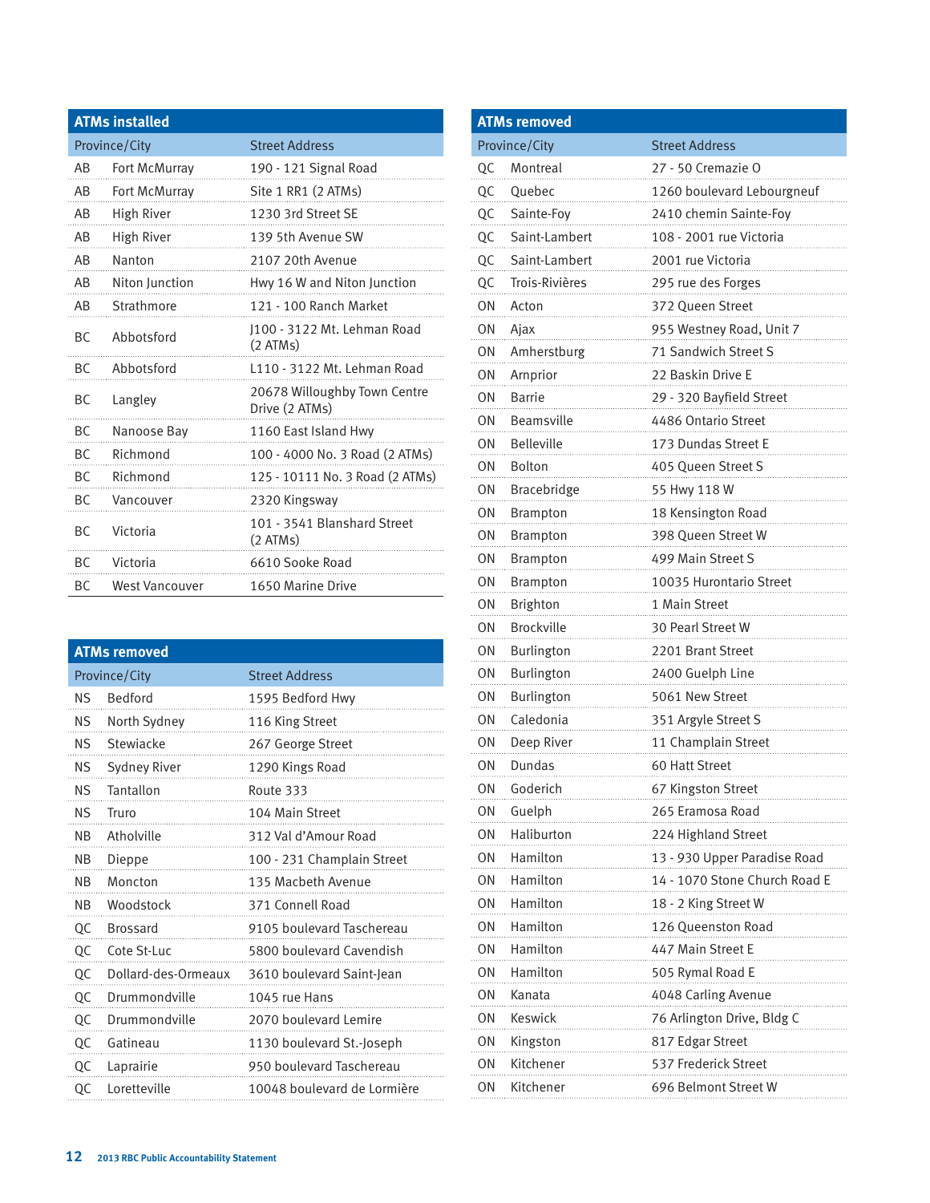## ATMs installed

| Province/City | | Street Address |
|---|---|---|
| AB | Fort McMurray | 190 - 121 Signal Road |
| AB | Fort McMurray | Site 1 RR1 (2 ATMs) |
| AB | High River | 1230 3rd Street SE |
| AB | High River | 139 5th Avenue SW |
| AB | Nanton | 2107 20th Avenue |
| AB | Niton Junction | Hwy 16 W and Niton Junction |
| AB | Strathmore | 121 - 100 Ranch Market |
| BC | Abbotsford | J100 - 3122 Mt. Lehman Road (2 ATMs) |
| BC | Abbotsford | L110 - 3122 Mt. Lehman Road |
| BC | Langley | 20678 Willoughby Town Centre Drive (2 ATMs) |
| BC | Nanoose Bay | 1160 East Island Hwy |
| BC | Richmond | 100 - 4000 No. 3 Road (2 ATMs) |
| BC | Richmond | 125 - 10111 No. 3 Road (2 ATMs) |
| BC | Vancouver | 2320 Kingsway |
| BC | Victoria | 101 - 3541 Blanshard Street (2 ATMs) |
| BC | Victoria | 6610 Sooke Road |
| BC | West Vancouver | 1650 Marine Drive |

## ATMs removed

| Province/City | | Street Address |
|---|---|---|
| NS | Bedford | 1595 Bedford Hwy |
| NS | North Sydney | 116 King Street |
| NS | Stewiacke | 267 George Street |
| NS | Sydney River | 1290 Kings Road |
| NS | Tantallon | Route 333 |
| NS | Truro | 104 Main Street |
| NB | Atholville | 312 Val d'Amour Road |
| NB | Dieppe | 100 - 231 Champlain Street |
| NB | Moncton | 135 Macbeth Avenue |
| NB | Woodstock | 371 Connell Road |
| QC | Brossard | 9105 boulevard Taschereau |
| QC | Cote St-Luc | 5800 boulevard Cavendish |
| QC | Dollard-des-Ormeaux | 3610 boulevard Saint-Jean |
| QC | Drummondville | 1045 rue Hans |
| QC | Drummondville | 2070 boulevard Lemire |
| QC | Gatineau | 1130 boulevard St.-Joseph |
| QC | Laprairie | 950 boulevard Taschereau |
| QC | Loretteville | 10048 boulevard de Lormière |
| QC | Montreal | 27 - 50 Cremazie O |
| QC | Quebec | 1260 boulevard Lebourgneuf |
| QC | Sainte-Foy | 2410 chemin Sainte-Foy |
| QC | Saint-Lambert | 108 - 2001 rue Victoria |
| QC | Saint-Lambert | 2001 rue Victoria |
| QC | Trois-Rivières | 295 rue des Forges |
| ON | Acton | 372 Queen Street |
| ON | Ajax | 955 Westney Road, Unit 7 |
| ON | Amherstburg | 71 Sandwich Street S |
| ON | Arnprior | 22 Baskin Drive E |
| ON | Barrie | 29 - 320 Bayfield Street |
| ON | Beamsville | 4486 Ontario Street |
| ON | Belleville | 173 Dundas Street E |
| ON | Bolton | 405 Queen Street S |
| ON | Bracebridge | 55 Hwy 118 W |
| ON | Brampton | 18 Kensington Road |
| ON | Brampton | 398 Queen Street W |
| ON | Brampton | 499 Main Street S |
| ON | Brampton | 10035 Hurontario Street |
| ON | Brighton | 1 Main Street |
| ON | Brockville | 30 Pearl Street W |
| ON | Burlington | 2201 Brant Street |
| ON | Burlington | 2400 Guelph Line |
| ON | Burlington | 5061 New Street |
| ON | Caledonia | 351 Argyle Street S |
| ON | Deep River | 11 Champlain Street |
| ON | Dundas | 60 Hatt Street |
| ON | Goderich | 67 Kingston Street |
| ON | Guelph | 265 Eramosa Road |
| ON | Haliburton | 224 Highland Street |
| ON | Hamilton | 13 - 930 Upper Paradise Road |
| ON | Hamilton | 14 - 1070 Stone Church Road E |
| ON | Hamilton | 18 - 2 King Street W |
| ON | Hamilton | 126 Queenston Road |
| ON | Hamilton | 447 Main Street E |
| ON | Hamilton | 505 Rymal Road E |
| ON | Kanata | 4048 Carling Avenue |
| ON | Keswick | 76 Arlington Drive, Bldg C |
| ON | Kingston | 817 Edgar Street |
| ON | Kitchener | 537 Frederick Street |
| ON | Kitchener | 696 Belmont Street W |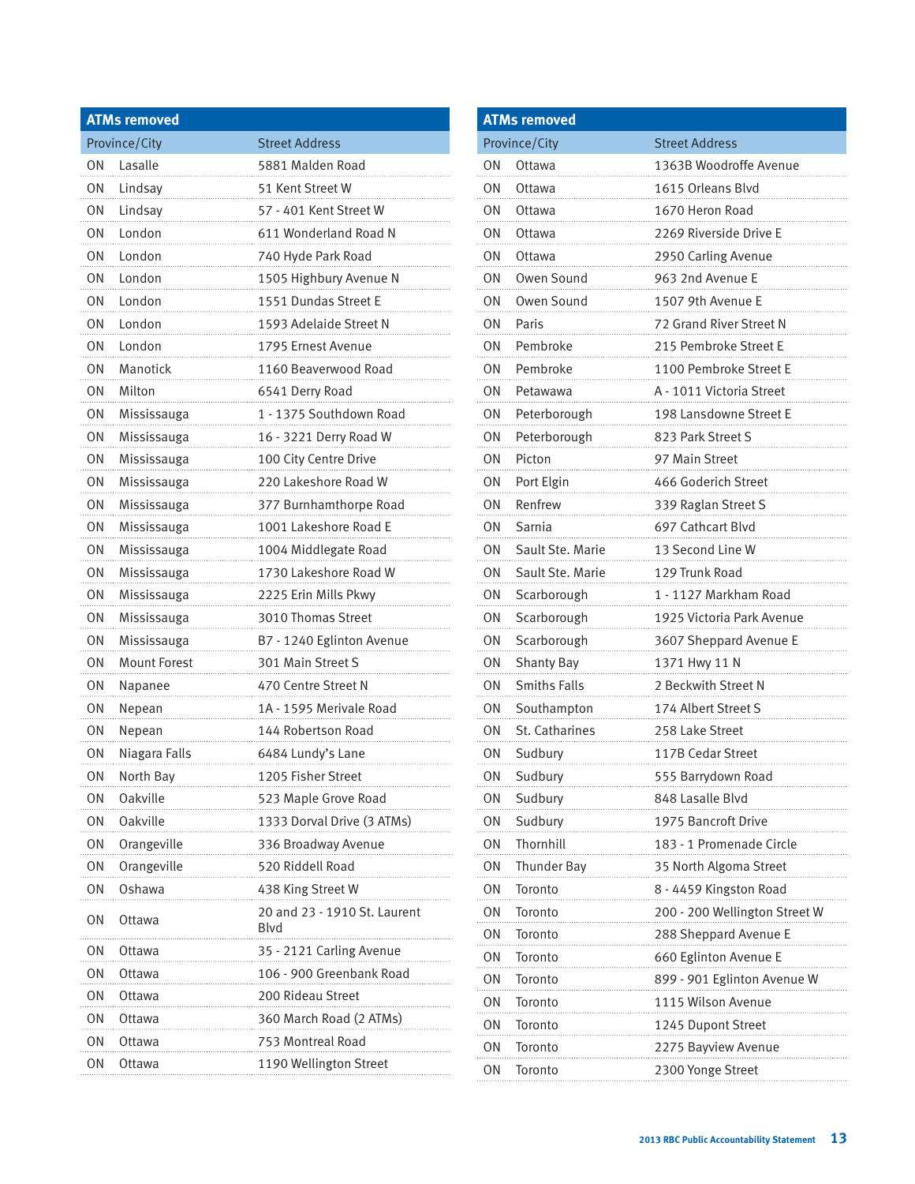## ATMs removed

| Province/City | | Street Address |
|---|---|---|
| ON | Lasalle | 5881 Malden Road |
| ON | Lindsay | 51 Kent Street W |
| ON | Lindsay | 57 - 401 Kent Street W |
| ON | London | 611 Wonderland Road N |
| ON | London | 740 Hyde Park Road |
| ON | London | 1505 Highbury Avenue N |
| ON | London | 1551 Dundas Street E |
| ON | London | 1593 Adelaide Street N |
| ON | London | 1795 Ernest Avenue |
| ON | Manotick | 1160 Beaverwood Road |
| ON | Milton | 6541 Derry Road |
| ON | Mississauga | 1 - 1375 Southdown Road |
| ON | Mississauga | 16 - 3221 Derry Road W |
| ON | Mississauga | 100 City Centre Drive |
| ON | Mississauga | 220 Lakeshore Road W |
| ON | Mississauga | 377 Burnhamthorpe Road |
| ON | Mississauga | 1001 Lakeshore Road E |
| ON | Mississauga | 1004 Middlegate Road |
| ON | Mississauga | 1730 Lakeshore Road W |
| ON | Mississauga | 2225 Erin Mills Pkwy |
| ON | Mississauga | 3010 Thomas Street |
| ON | Mississauga | B7 - 1240 Eglinton Avenue |
| ON | Mount Forest | 301 Main Street S |
| ON | Napanee | 470 Centre Street N |
| ON | Nepean | 1A - 1595 Merivale Road |
| ON | Nepean | 144 Robertson Road |
| ON | Niagara Falls | 6484 Lundy's Lane |
| ON | North Bay | 1205 Fisher Street |
| ON | Oakville | 523 Maple Grove Road |
| ON | Oakville | 1333 Dorval Drive (3 ATMs) |
| ON | Orangeville | 336 Broadway Avenue |
| ON | Orangeville | 520 Riddell Road |
| ON | Oshawa | 438 King Street W |
| ON | Ottawa | 20 and 23 - 1910 St. Laurent Blvd |
| ON | Ottawa | 35 - 2121 Carling Avenue |
| ON | Ottawa | 106 - 900 Greenbank Road |
| ON | Ottawa | 200 Rideau Street |
| ON | Ottawa | 360 March Road (2 ATMs) |
| ON | Ottawa | 753 Montreal Road |
| ON | Ottawa | 1190 Wellington Street |
| ON | Ottawa | 1363B Woodroffe Avenue |
| ON | Ottawa | 1615 Orleans Blvd |
| ON | Ottawa | 1670 Heron Road |
| ON | Ottawa | 2269 Riverside Drive E |
| ON | Ottawa | 2950 Carling Avenue |
| ON | Owen Sound | 963 2nd Avenue E |
| ON | Owen Sound | 1507 9th Avenue E |
| ON | Paris | 72 Grand River Street N |
| ON | Pembroke | 215 Pembroke Street E |
| ON | Pembroke | 1100 Pembroke Street E |
| ON | Petawawa | A - 1011 Victoria Street |
| ON | Peterborough | 198 Lansdowne Street E |
| ON | Peterborough | 823 Park Street S |
| ON | Picton | 97 Main Street |
| ON | Port Elgin | 466 Goderich Street |
| ON | Renfrew | 339 Raglan Street S |
| ON | Sarnia | 697 Cathcart Blvd |
| ON | Sault Ste. Marie | 13 Second Line W |
| ON | Sault Ste. Marie | 129 Trunk Road |
| ON | Scarborough | 1 - 1127 Markham Road |
| ON | Scarborough | 1925 Victoria Park Avenue |
| ON | Scarborough | 3607 Sheppard Avenue E |
| ON | Shanty Bay | 1371 Hwy 11 N |
| ON | Smiths Falls | 2 Beckwith Street N |
| ON | Southampton | 174 Albert Street S |
| ON | St. Catharines | 258 Lake Street |
| ON | Sudbury | 117B Cedar Street |
| ON | Sudbury | 555 Barrydown Road |
| ON | Sudbury | 848 Lasalle Blvd |
| ON | Sudbury | 1975 Bancroft Drive |
| ON | Thornhill | 183 - 1 Promenade Circle |
| ON | Thunder Bay | 35 North Algoma Street |
| ON | Toronto | 8 - 4459 Kingston Road |
| ON | Toronto | 200 - 200 Wellington Street W |
| ON | Toronto | 288 Sheppard Avenue E |
| ON | Toronto | 660 Eglinton Avenue E |
| ON | Toronto | 899 - 901 Eglinton Avenue W |
| ON | Toronto | 1115 Wilson Avenue |
| ON | Toronto | 1245 Dupont Street |
| ON | Toronto | 2275 Bayview Avenue |
| ON | Toronto | 2300 Yonge Street |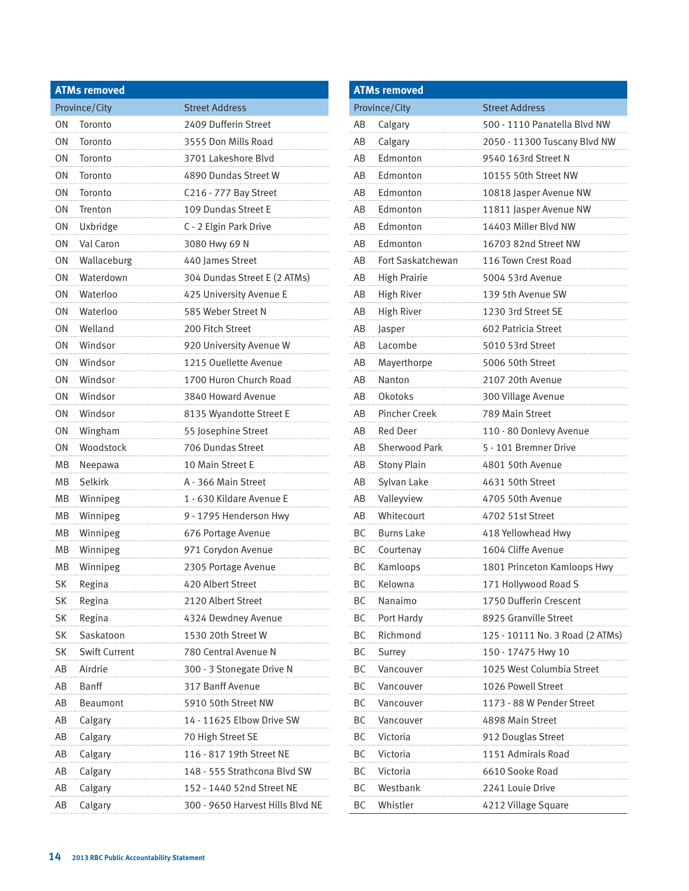### ATMs removed

| Province/City | | Street Address |
|---|---|---|
| ON | Toronto | 2409 Dufferin Street |
| ON | Toronto | 3555 Don Mills Road |
| ON | Toronto | 3701 Lakeshore Blvd |
| ON | Toronto | 4890 Dundas Street W |
| ON | Toronto | C216 - 777 Bay Street |
| ON | Trenton | 109 Dundas Street E |
| ON | Uxbridge | C - 2 Elgin Park Drive |
| ON | Val Caron | 3080 Hwy 69 N |
| ON | Wallaceburg | 440 James Street |
| ON | Waterdown | 304 Dundas Street E (2 ATMs) |
| ON | Waterloo | 425 University Avenue E |
| ON | Waterloo | 585 Weber Street N |
| ON | Welland | 200 Fitch Street |
| ON | Windsor | 920 University Avenue W |
| ON | Windsor | 1215 Ouellette Avenue |
| ON | Windsor | 1700 Huron Church Road |
| ON | Windsor | 3840 Howard Avenue |
| ON | Windsor | 8135 Wyandotte Street E |
| ON | Wingham | 55 Josephine Street |
| ON | Woodstock | 706 Dundas Street |
| MB | Neepawa | 10 Main Street E |
| MB | Selkirk | A - 366 Main Street |
| MB | Winnipeg | 1 - 630 Kildare Avenue E |
| MB | Winnipeg | 9 - 1795 Henderson Hwy |
| MB | Winnipeg | 676 Portage Avenue |
| MB | Winnipeg | 971 Corydon Avenue |
| MB | Winnipeg | 2305 Portage Avenue |
| SK | Regina | 420 Albert Street |
| SK | Regina | 2120 Albert Street |
| SK | Regina | 4324 Dewdney Avenue |
| SK | Saskatoon | 1530 20th Street W |
| SK | Swift Current | 780 Central Avenue N |
| AB | Airdrie | 300 - 3 Stonegate Drive N |
| AB | Banff | 317 Banff Avenue |
| AB | Beaumont | 5910 50th Street NW |
| AB | Calgary | 14 - 11625 Elbow Drive SW |
| AB | Calgary | 70 High Street SE |
| AB | Calgary | 116 - 817 19th Street NE |
| AB | Calgary | 148 - 555 Strathcona Blvd SW |
| AB | Calgary | 152 - 1440 52nd Street NE |
| AB | Calgary | 300 - 9650 Harvest Hills Blvd NE |

### ATMs removed

| Province/City | | Street Address |
|---|---|---|
| AB | Calgary | 500 - 1110 Panatella Blvd NW |
| AB | Calgary | 2050 - 11300 Tuscany Blvd NW |
| AB | Edmonton | 9540 163rd Street N |
| AB | Edmonton | 10155 50th Street NW |
| AB | Edmonton | 10818 Jasper Avenue NW |
| AB | Edmonton | 11811 Jasper Avenue NW |
| AB | Edmonton | 14403 Miller Blvd NW |
| AB | Edmonton | 16703 82nd Street NW |
| AB | Fort Saskatchewan | 116 Town Crest Road |
| AB | High Prairie | 5004 53rd Avenue |
| AB | High River | 139 5th Avenue SW |
| AB | High River | 1230 3rd Street SE |
| AB | Jasper | 602 Patricia Street |
| AB | Lacombe | 5010 53rd Street |
| AB | Mayerthorpe | 5006 50th Street |
| AB | Nanton | 2107 20th Avenue |
| AB | Okotoks | 300 Village Avenue |
| AB | Pincher Creek | 789 Main Street |
| AB | Red Deer | 110 - 80 Donlevy Avenue |
| AB | Sherwood Park | 5 - 101 Bremner Drive |
| AB | Stony Plain | 4801 50th Avenue |
| AB | Sylvan Lake | 4631 50th Street |
| AB | Valleyview | 4705 50th Avenue |
| AB | Whitecourt | 4702 51st Street |
| BC | Burns Lake | 418 Yellowhead Hwy |
| BC | Courtenay | 1604 Cliffe Avenue |
| BC | Kamloops | 1801 Princeton Kamloops Hwy |
| BC | Kelowna | 171 Hollywood Road S |
| BC | Nanaimo | 1750 Dufferin Crescent |
| BC | Port Hardy | 8925 Granville Street |
| BC | Richmond | 125 - 10111 No. 3 Road (2 ATMs) |
| BC | Surrey | 150 - 17475 Hwy 10 |
| BC | Vancouver | 1025 West Columbia Street |
| BC | Vancouver | 1026 Powell Street |
| BC | Vancouver | 1173 - 88 W Pender Street |
| BC | Vancouver | 4898 Main Street |
| BC | Victoria | 912 Douglas Street |
| BC | Victoria | 1151 Admirals Road |
| BC | Victoria | 6610 Sooke Road |
| BC | Westbank | 2241 Louie Drive |
| BC | Whistler | 4212 Village Square |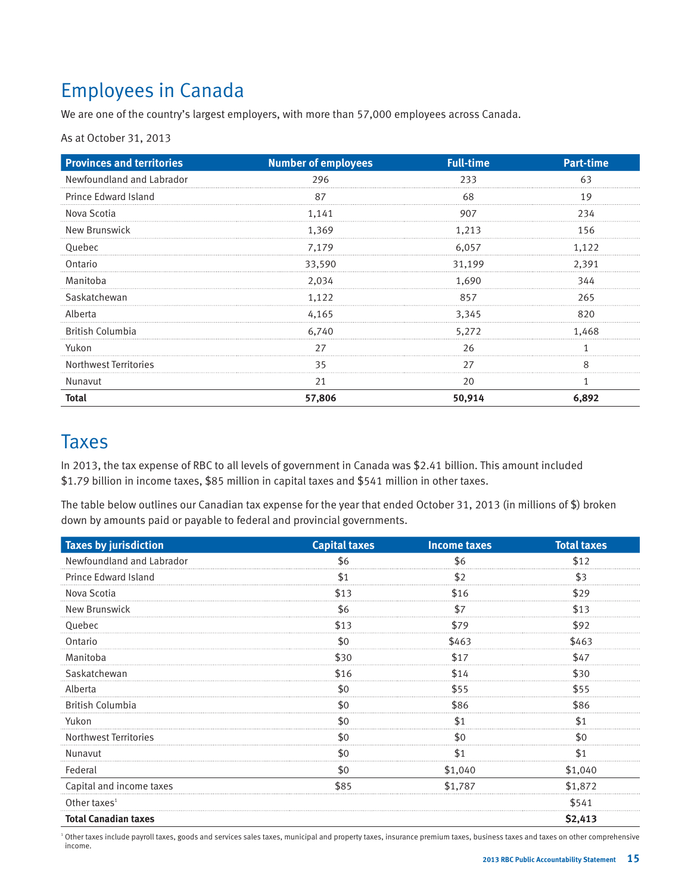## Employees in Canada

We are one of the country's largest employers, with more than 57,000 employees across Canada.

As at October 31, 2013

| Provinces and territories | Number of employees | Full-time | Part-time |
|---|---|---|---|
| Newfoundland and Labrador | 296 | 233 | 63 |
| Prince Edward Island | 87 | 68 | 19 |
| Nova Scotia | 1,141 | 907 | 234 |
| New Brunswick | 1,369 | 1,213 | 156 |
| Quebec | 7,179 | 6,057 | 1,122 |
| Ontario | 33,590 | 31,199 | 2,391 |
| Manitoba | 2,034 | 1,690 | 344 |
| Saskatchewan | 1,122 | 857 | 265 |
| Alberta | 4,165 | 3,345 | 820 |
| British Columbia | 6,740 | 5,272 | 1,468 |
| Yukon | 27 | 26 | 1 |
| Northwest Territories | 35 | 27 | 8 |
| Nunavut | 21 | 20 | 1 |
| **Total** | **57,806** | **50,914** | **6,892** |

## Taxes

In 2013, the tax expense of RBC to all levels of government in Canada was $2.41 billion. This amount included $1.79 billion in income taxes, $85 million in capital taxes and $541 million in other taxes.

The table below outlines our Canadian tax expense for the year that ended October 31, 2013 (in millions of $) broken down by amounts paid or payable to federal and provincial governments.

| Taxes by jurisdiction | Capital taxes | Income taxes | Total taxes |
|---|---|---|---|
| Newfoundland and Labrador | $6 | $6 | $12 |
| Prince Edward Island | $1 | $2 | $3 |
| Nova Scotia | $13 | $16 | $29 |
| New Brunswick | $6 | $7 | $13 |
| Quebec | $13 | $79 | $92 |
| Ontario | $0 | $463 | $463 |
| Manitoba | $30 | $17 | $47 |
| Saskatchewan | $16 | $14 | $30 |
| Alberta | $0 | $55 | $55 |
| British Columbia | $0 | $86 | $86 |
| Yukon | $0 | $1 | $1 |
| Northwest Territories | $0 | $0 | $0 |
| Nunavut | $0 | $1 | $1 |
| Federal | $0 | $1,040 | $1,040 |
| Capital and income taxes | $85 | $1,787 | $1,872 |
| Other taxes[1] | | | $541 |
| **Total Canadian taxes** | | | **$2,413** |

[1] Other taxes include payroll taxes, goods and services sales taxes, municipal and property taxes, insurance premium taxes, business taxes and taxes on other comprehensive income.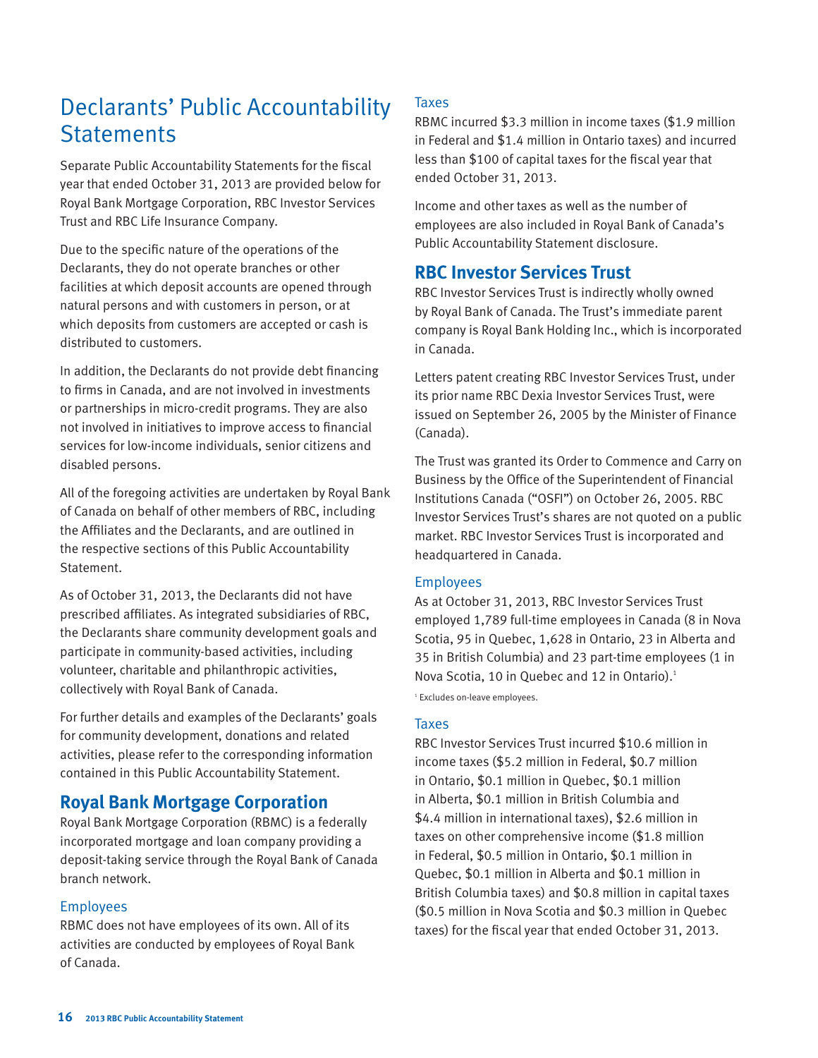# Declarants' Public Accountability Statements

Separate Public Accountability Statements for the fiscal year that ended October 31, 2013 are provided below for Royal Bank Mortgage Corporation, RBC Investor Services Trust and RBC Life Insurance Company.

Due to the specific nature of the operations of the Declarants, they do not operate branches or other facilities at which deposit accounts are opened through natural persons and with customers in person, or at which deposits from customers are accepted or cash is distributed to customers.

In addition, the Declarants do not provide debt financing to firms in Canada, and are not involved in investments or partnerships in micro-credit programs. They are also not involved in initiatives to improve access to financial services for low-income individuals, senior citizens and disabled persons.

All of the foregoing activities are undertaken by Royal Bank of Canada on behalf of other members of RBC, including the Affiliates and the Declarants, and are outlined in the respective sections of this Public Accountability Statement.

As of October 31, 2013, the Declarants did not have prescribed affiliates. As integrated subsidiaries of RBC, the Declarants share community development goals and participate in community-based activities, including volunteer, charitable and philanthropic activities, collectively with Royal Bank of Canada.

For further details and examples of the Declarants' goals for community development, donations and related activities, please refer to the corresponding information contained in this Public Accountability Statement.

## Royal Bank Mortgage Corporation

Royal Bank Mortgage Corporation (RBMC) is a federally incorporated mortgage and loan company providing a deposit-taking service through the Royal Bank of Canada branch network.

### Employees

RBMC does not have employees of its own. All of its activities are conducted by employees of Royal Bank of Canada.

### Taxes

RBMC incurred $3.3 million in income taxes ($1.9 million in Federal and $1.4 million in Ontario taxes) and incurred less than $100 of capital taxes for the fiscal year that ended October 31, 2013.

Income and other taxes as well as the number of employees are also included in Royal Bank of Canada's Public Accountability Statement disclosure.

## RBC Investor Services Trust

RBC Investor Services Trust is indirectly wholly owned by Royal Bank of Canada. The Trust's immediate parent company is Royal Bank Holding Inc., which is incorporated in Canada.

Letters patent creating RBC Investor Services Trust, under its prior name RBC Dexia Investor Services Trust, were issued on September 26, 2005 by the Minister of Finance (Canada).

The Trust was granted its Order to Commence and Carry on Business by the Office of the Superintendent of Financial Institutions Canada ("OSFI") on October 26, 2005. RBC Investor Services Trust's shares are not quoted on a public market. RBC Investor Services Trust is incorporated and headquartered in Canada.

### Employees

As at October 31, 2013, RBC Investor Services Trust employed 1,789 full-time employees in Canada (8 in Nova Scotia, 95 in Quebec, 1,628 in Ontario, 23 in Alberta and 35 in British Columbia) and 23 part-time employees (1 in Nova Scotia, 10 in Quebec and 12 in Ontario).[1]

[1] Excludes on-leave employees.

### Taxes

RBC Investor Services Trust incurred $10.6 million in income taxes ($5.2 million in Federal, $0.7 million in Ontario, $0.1 million in Quebec, $0.1 million in Alberta, $0.1 million in British Columbia and $4.4 million in international taxes), $2.6 million in taxes on other comprehensive income ($1.8 million in Federal, $0.5 million in Ontario, $0.1 million in Quebec, $0.1 million in Alberta and $0.1 million in British Columbia taxes) and $0.8 million in capital taxes ($0.5 million in Nova Scotia and $0.3 million in Quebec taxes) for the fiscal year that ended October 31, 2013.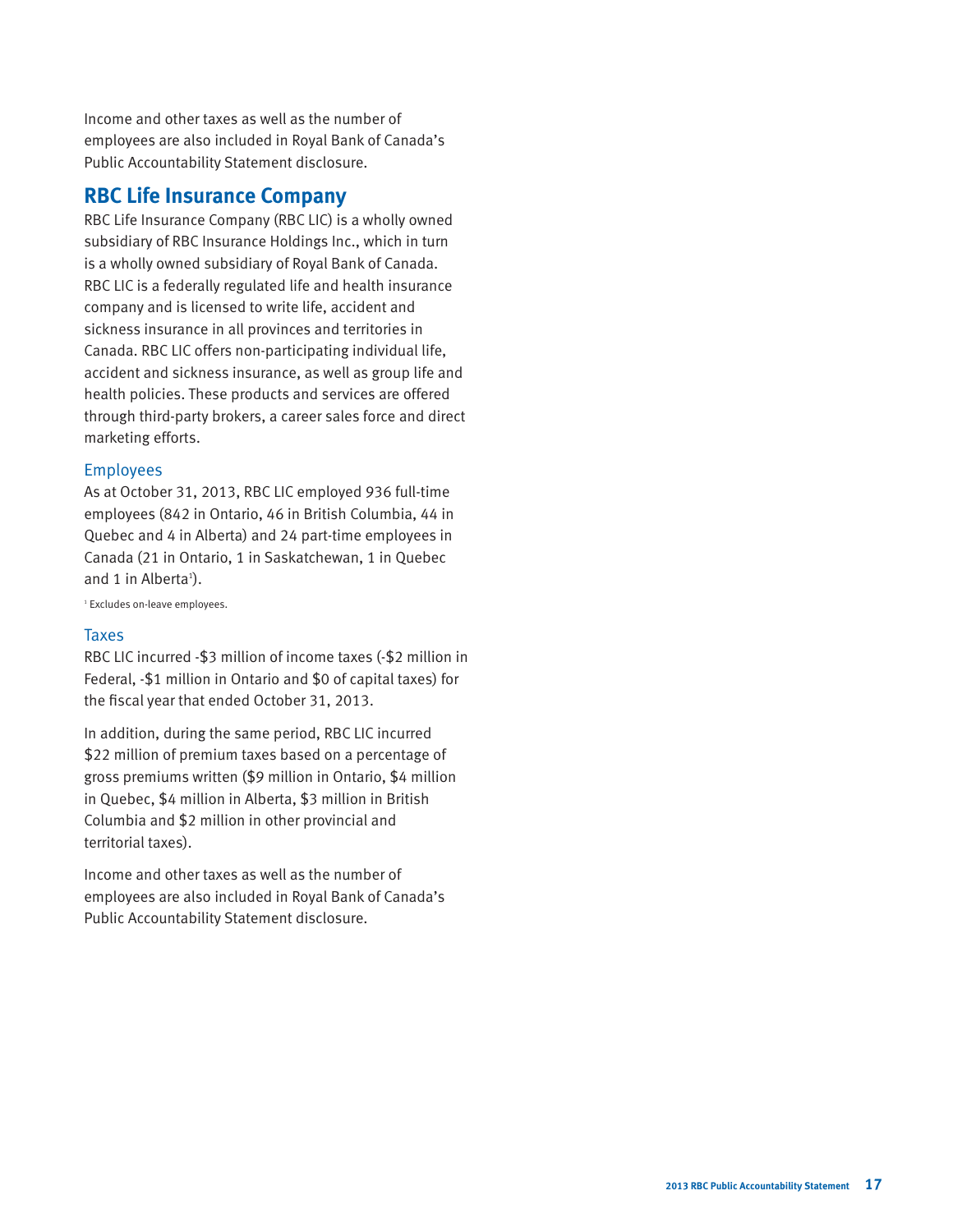Income and other taxes as well as the number of employees are also included in Royal Bank of Canada's Public Accountability Statement disclosure.

## RBC Life Insurance Company

RBC Life Insurance Company (RBC LIC) is a wholly owned subsidiary of RBC Insurance Holdings Inc., which in turn is a wholly owned subsidiary of Royal Bank of Canada. RBC LIC is a federally regulated life and health insurance company and is licensed to write life, accident and sickness insurance in all provinces and territories in Canada. RBC LIC offers non-participating individual life, accident and sickness insurance, as well as group life and health policies. These products and services are offered through third-party brokers, a career sales force and direct marketing efforts.

### Employees

As at October 31, 2013, RBC LIC employed 936 full-time employees (842 in Ontario, 46 in British Columbia, 44 in Quebec and 4 in Alberta) and 24 part-time employees in Canada (21 in Ontario, 1 in Saskatchewan, 1 in Quebec and 1 in Alberta[1]).

[1] Excludes on-leave employees.

### Taxes

RBC LIC incurred -$3 million of income taxes (-$2 million in Federal, -$1 million in Ontario and $0 of capital taxes) for the fiscal year that ended October 31, 2013.

In addition, during the same period, RBC LIC incurred $22 million of premium taxes based on a percentage of gross premiums written ($9 million in Ontario, $4 million in Quebec, $4 million in Alberta, $3 million in British Columbia and $2 million in other provincial and territorial taxes).

Income and other taxes as well as the number of employees are also included in Royal Bank of Canada's Public Accountability Statement disclosure.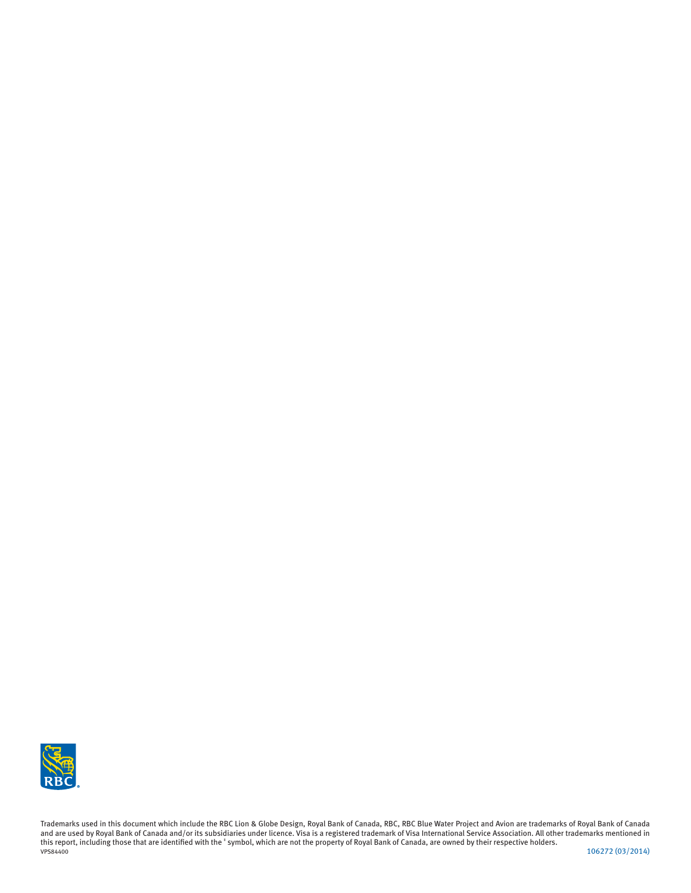Trademarks used in this document which include the RBC Lion & Globe Design, Royal Bank of Canada, RBC, RBC Blue Water Project and Avion are trademarks of Royal Bank of Canada and are used by Royal Bank of Canada and/or its subsidiaries under licence. Visa is a registered trademark of Visa International Service Association. All other trademarks mentioned in this report, including those that are identified with the ‡ symbol, which are not the property of Royal Bank of Canada, are owned by their respective holders.

VPS84400

106272 (03/2014)